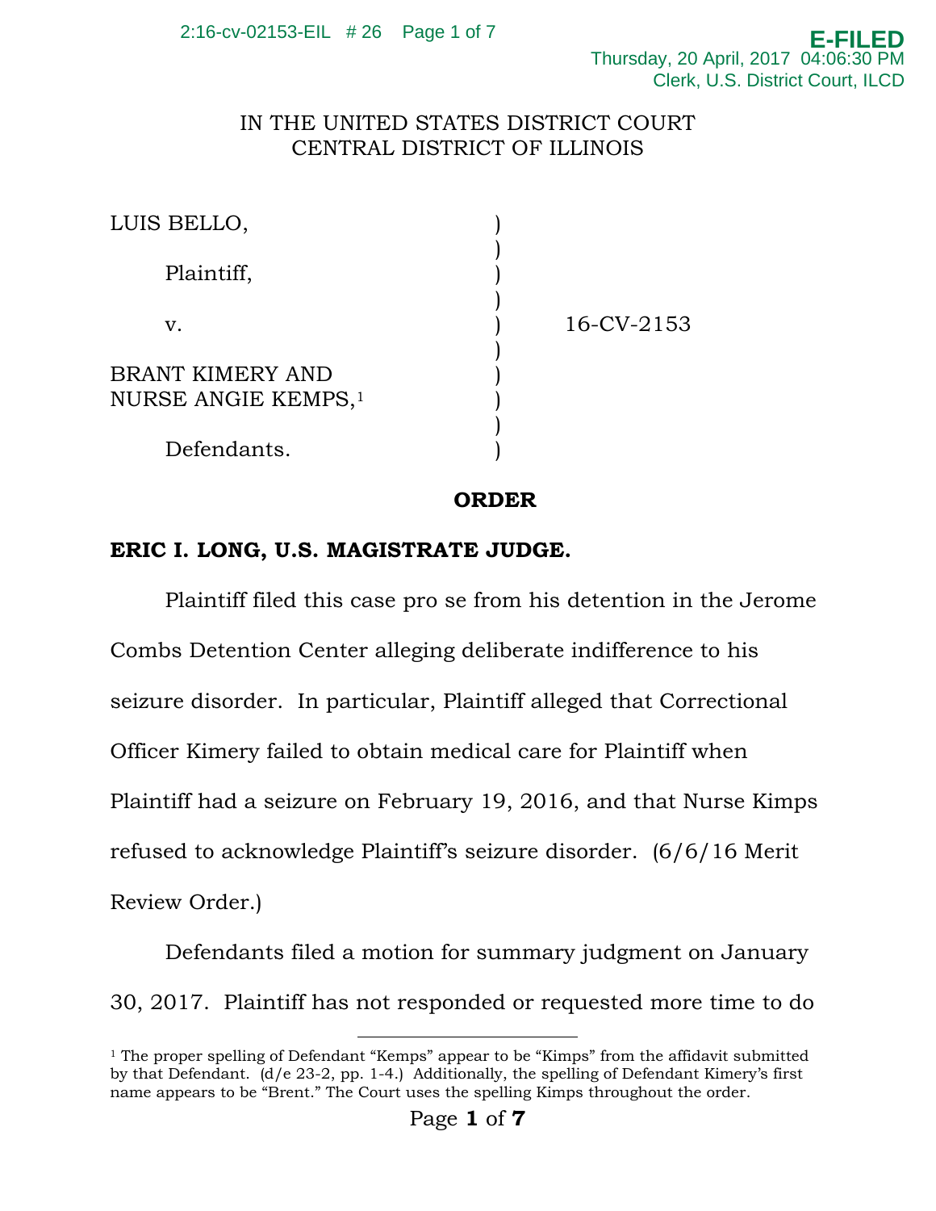IN THE UNITED STATES DISTRICT COURT
CENTRAL DISTRICT OF ILLINOIS

| | | |
|---|---|---|
| LUIS BELLO, | ) | |
| | ) | |
| Plaintiff, | ) | |
| | ) | |
| v. | ) | 16-CV-2153 |
| | ) | |
| BRANT KIMERY AND NURSE ANGIE KEMPS,[1] | ) | |
| | ) | |
| Defendants. | ) | |

**ORDER**

**ERIC I. LONG, U.S. MAGISTRATE JUDGE.**

Plaintiff filed this case pro se from his detention in the Jerome Combs Detention Center alleging deliberate indifference to his seizure disorder. In particular, Plaintiff alleged that Correctional Officer Kimery failed to obtain medical care for Plaintiff when Plaintiff had a seizure on February 19, 2016, and that Nurse Kimps refused to acknowledge Plaintiff's seizure disorder. (6/6/16 Merit Review Order.)

Defendants filed a motion for summary judgment on January 30, 2017. Plaintiff has not responded or requested more time to do

---

[1] The proper spelling of Defendant "Kemps" appear to be "Kimps" from the affidavit submitted by that Defendant. (d/e 23-2, pp. 1-4.) Additionally, the spelling of Defendant Kimery's first name appears to be "Brent." The Court uses the spelling Kimps throughout the order.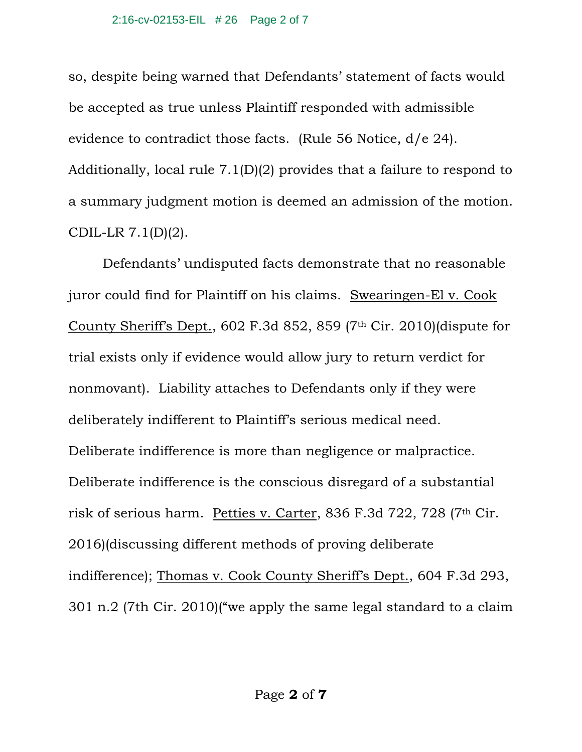so, despite being warned that Defendants' statement of facts would be accepted as true unless Plaintiff responded with admissible evidence to contradict those facts. (Rule 56 Notice, d/e 24). Additionally, local rule 7.1(D)(2) provides that a failure to respond to a summary judgment motion is deemed an admission of the motion. CDIL-LR 7.1(D)(2).

Defendants' undisputed facts demonstrate that no reasonable juror could find for Plaintiff on his claims. Swearingen-El v. Cook County Sheriff's Dept., 602 F.3d 852, 859 (7th Cir. 2010)(dispute for trial exists only if evidence would allow jury to return verdict for nonmovant). Liability attaches to Defendants only if they were deliberately indifferent to Plaintiff's serious medical need. Deliberate indifference is more than negligence or malpractice. Deliberate indifference is the conscious disregard of a substantial risk of serious harm. Petties v. Carter, 836 F.3d 722, 728 (7th Cir. 2016)(discussing different methods of proving deliberate indifference); Thomas v. Cook County Sheriff's Dept., 604 F.3d 293, 301 n.2 (7th Cir. 2010)("we apply the same legal standard to a claim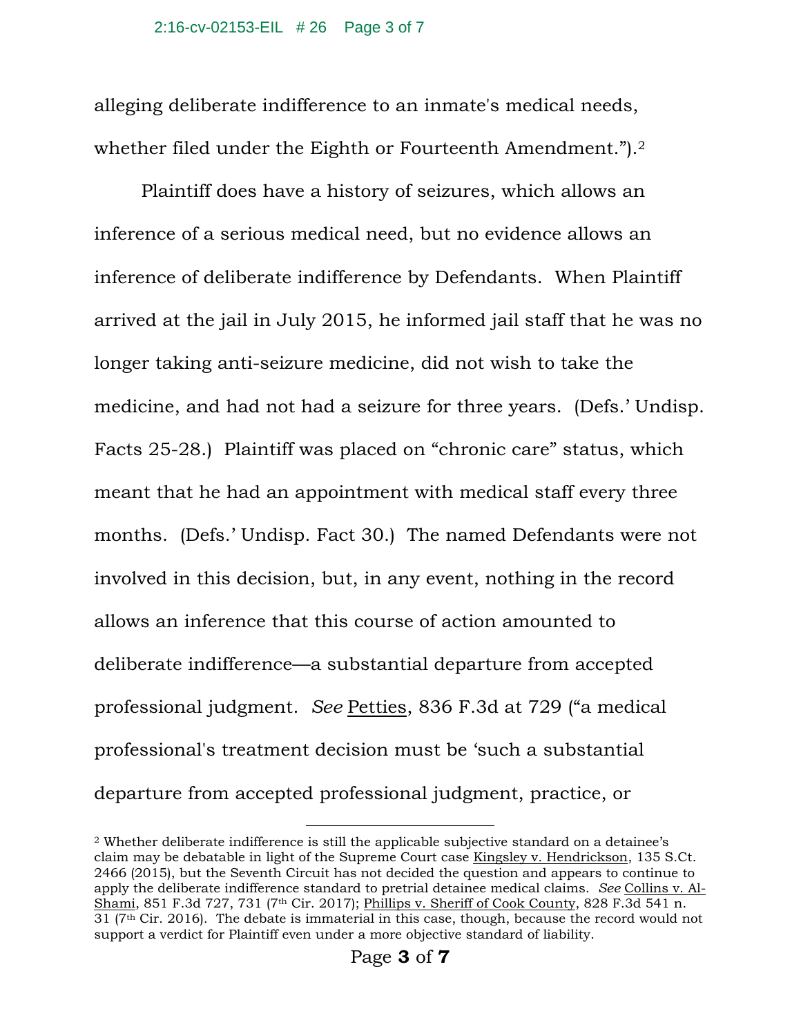alleging deliberate indifference to an inmate's medical needs, whether filed under the Eighth or Fourteenth Amendment.").[2]

Plaintiff does have a history of seizures, which allows an inference of a serious medical need, but no evidence allows an inference of deliberate indifference by Defendants. When Plaintiff arrived at the jail in July 2015, he informed jail staff that he was no longer taking anti-seizure medicine, did not wish to take the medicine, and had not had a seizure for three years. (Defs.' Undisp. Facts 25-28.) Plaintiff was placed on "chronic care" status, which meant that he had an appointment with medical staff every three months. (Defs.' Undisp. Fact 30.) The named Defendants were not involved in this decision, but, in any event, nothing in the record allows an inference that this course of action amounted to deliberate indifference—a substantial departure from accepted professional judgment. *See* Petties, 836 F.3d at 729 ("a medical professional's treatment decision must be 'such a substantial departure from accepted professional judgment, practice, or

---

[2] Whether deliberate indifference is still the applicable subjective standard on a detainee's claim may be debatable in light of the Supreme Court case Kingsley v. Hendrickson, 135 S.Ct. 2466 (2015), but the Seventh Circuit has not decided the question and appears to continue to apply the deliberate indifference standard to pretrial detainee medical claims. *See* Collins v. Al-Shami, 851 F.3d 727, 731 (7th Cir. 2017); Phillips v. Sheriff of Cook County, 828 F.3d 541 n. 31 (7th Cir. 2016). The debate is immaterial in this case, though, because the record would not support a verdict for Plaintiff even under a more objective standard of liability.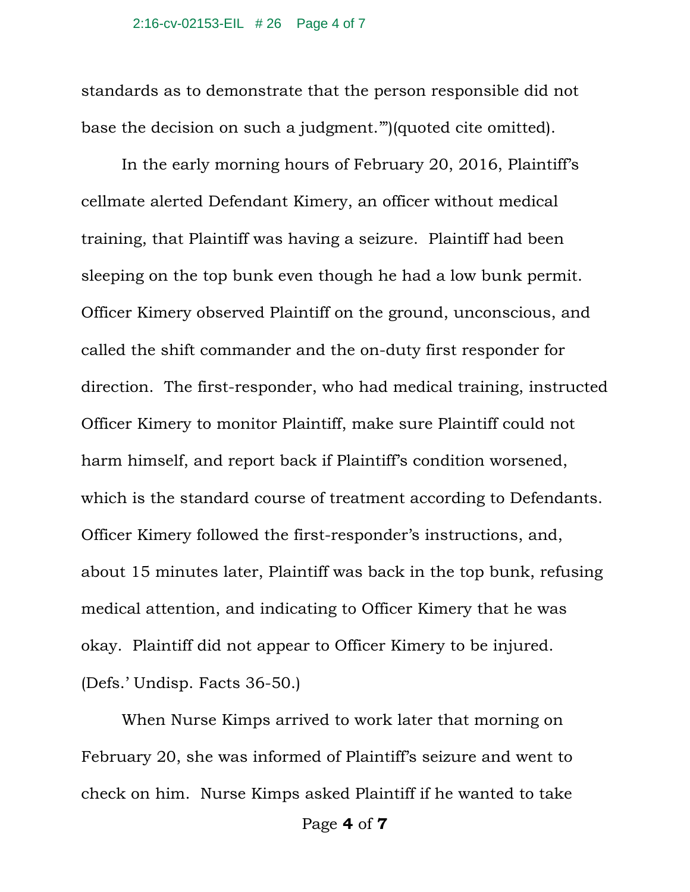standards as to demonstrate that the person responsible did not base the decision on such a judgment.'")(quoted cite omitted).

In the early morning hours of February 20, 2016, Plaintiff's cellmate alerted Defendant Kimery, an officer without medical training, that Plaintiff was having a seizure. Plaintiff had been sleeping on the top bunk even though he had a low bunk permit. Officer Kimery observed Plaintiff on the ground, unconscious, and called the shift commander and the on-duty first responder for direction. The first-responder, who had medical training, instructed Officer Kimery to monitor Plaintiff, make sure Plaintiff could not harm himself, and report back if Plaintiff's condition worsened, which is the standard course of treatment according to Defendants. Officer Kimery followed the first-responder's instructions, and, about 15 minutes later, Plaintiff was back in the top bunk, refusing medical attention, and indicating to Officer Kimery that he was okay. Plaintiff did not appear to Officer Kimery to be injured. (Defs.' Undisp. Facts 36-50.)

When Nurse Kimps arrived to work later that morning on February 20, she was informed of Plaintiff's seizure and went to check on him. Nurse Kimps asked Plaintiff if he wanted to take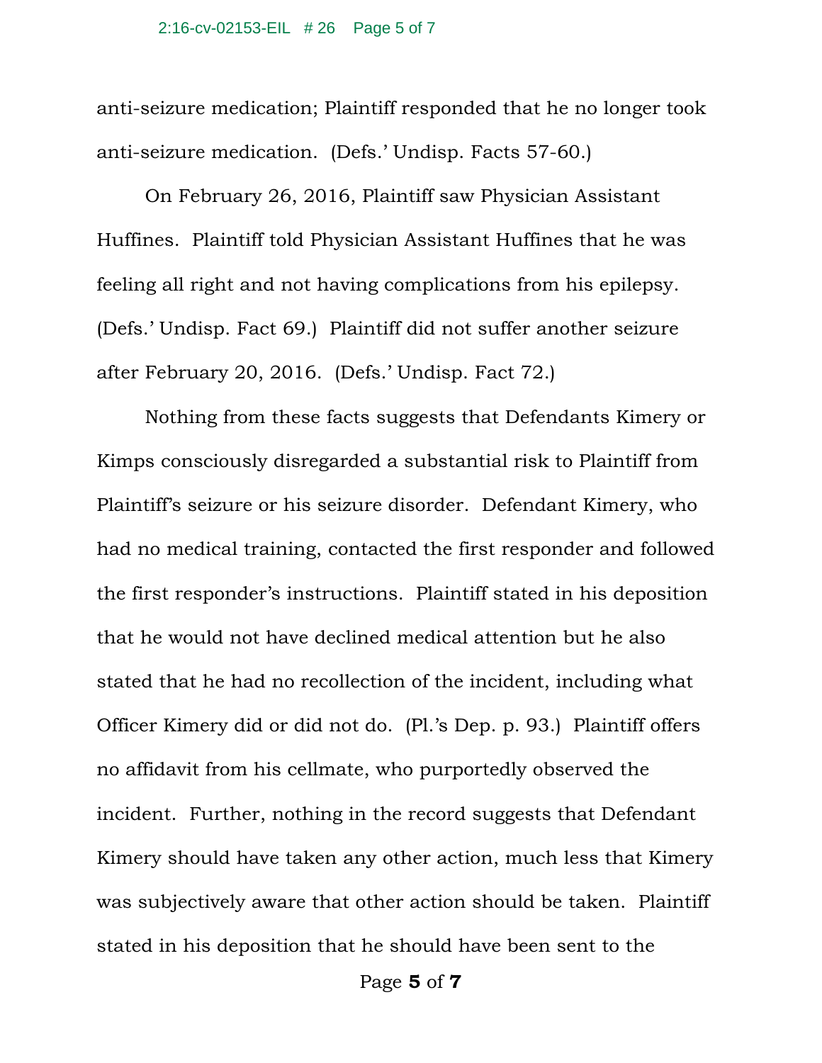anti-seizure medication; Plaintiff responded that he no longer took anti-seizure medication. (Defs.' Undisp. Facts 57-60.)

On February 26, 2016, Plaintiff saw Physician Assistant Huffines. Plaintiff told Physician Assistant Huffines that he was feeling all right and not having complications from his epilepsy. (Defs.' Undisp. Fact 69.) Plaintiff did not suffer another seizure after February 20, 2016. (Defs.' Undisp. Fact 72.)

Nothing from these facts suggests that Defendants Kimery or Kimps consciously disregarded a substantial risk to Plaintiff from Plaintiff's seizure or his seizure disorder. Defendant Kimery, who had no medical training, contacted the first responder and followed the first responder's instructions. Plaintiff stated in his deposition that he would not have declined medical attention but he also stated that he had no recollection of the incident, including what Officer Kimery did or did not do. (Pl.'s Dep. p. 93.) Plaintiff offers no affidavit from his cellmate, who purportedly observed the incident. Further, nothing in the record suggests that Defendant Kimery should have taken any other action, much less that Kimery was subjectively aware that other action should be taken. Plaintiff stated in his deposition that he should have been sent to the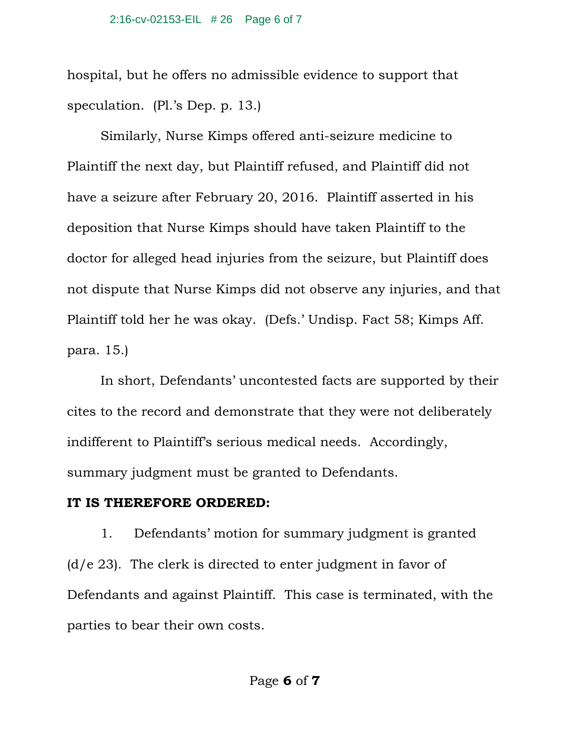hospital, but he offers no admissible evidence to support that speculation. (Pl.'s Dep. p. 13.)

Similarly, Nurse Kimps offered anti-seizure medicine to Plaintiff the next day, but Plaintiff refused, and Plaintiff did not have a seizure after February 20, 2016. Plaintiff asserted in his deposition that Nurse Kimps should have taken Plaintiff to the doctor for alleged head injuries from the seizure, but Plaintiff does not dispute that Nurse Kimps did not observe any injuries, and that Plaintiff told her he was okay. (Defs.' Undisp. Fact 58; Kimps Aff. para. 15.)

In short, Defendants' uncontested facts are supported by their cites to the record and demonstrate that they were not deliberately indifferent to Plaintiff's serious medical needs. Accordingly, summary judgment must be granted to Defendants.

**IT IS THEREFORE ORDERED:**

1. Defendants' motion for summary judgment is granted (d/e 23). The clerk is directed to enter judgment in favor of Defendants and against Plaintiff. This case is terminated, with the parties to bear their own costs.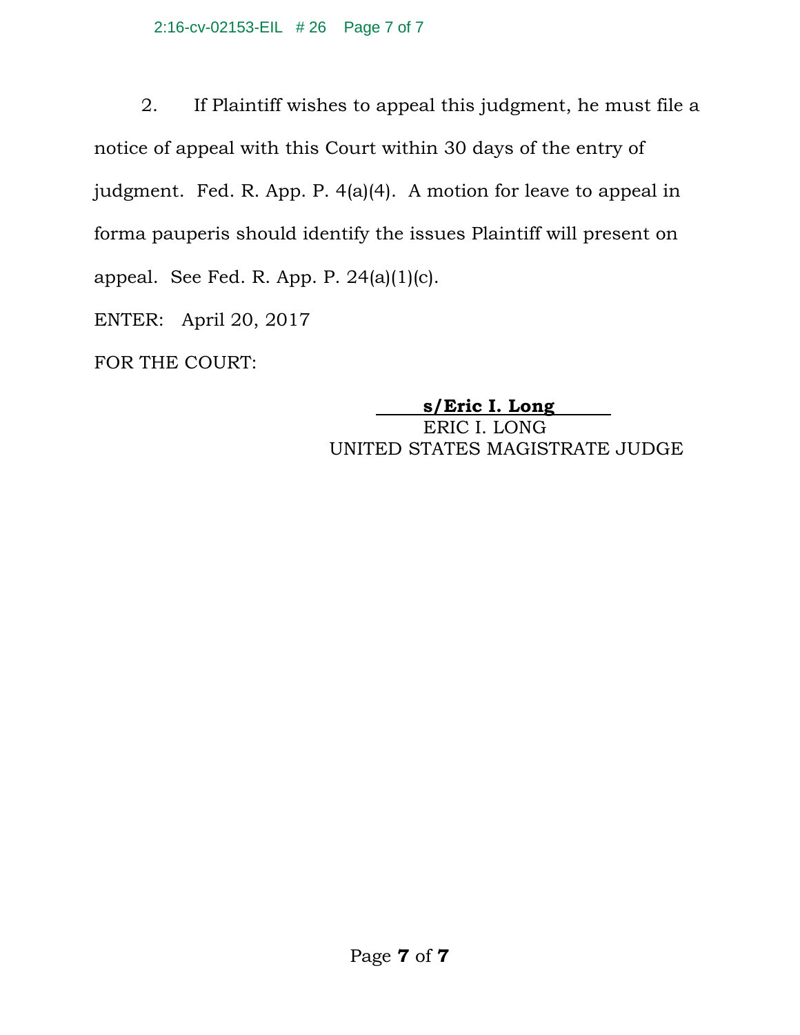2. If Plaintiff wishes to appeal this judgment, he must file a notice of appeal with this Court within 30 days of the entry of judgment. Fed. R. App. P. 4(a)(4). A motion for leave to appeal in forma pauperis should identify the issues Plaintiff will present on appeal. See Fed. R. App. P. 24(a)(1)(c).

ENTER: April 20, 2017

FOR THE COURT:

**s/Eric I. Long**
ERIC I. LONG
UNITED STATES MAGISTRATE JUDGE